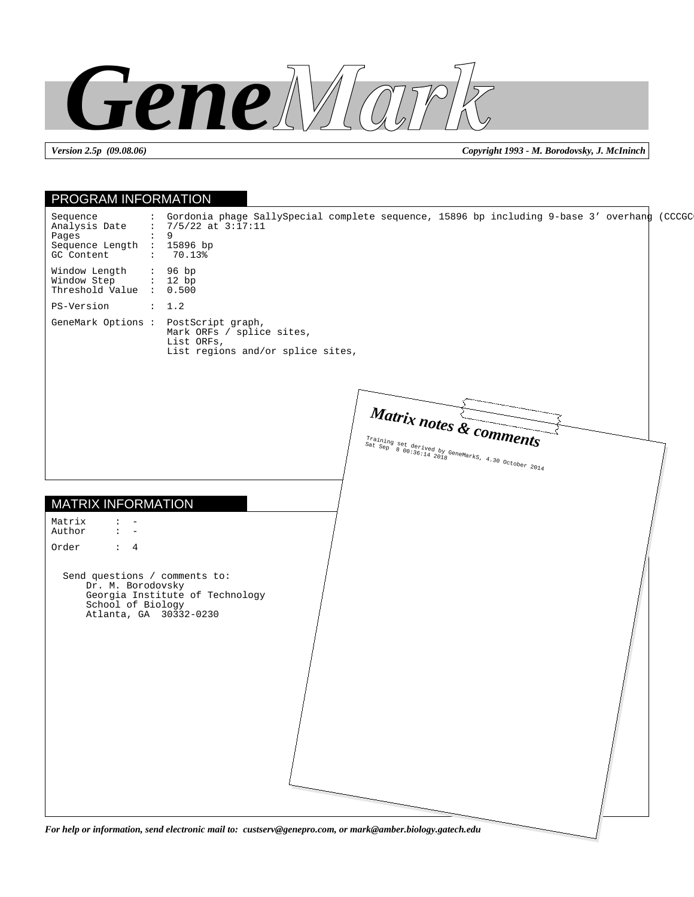# GeneMark

*Version 2.5p (09.08.06)* — *Copyright 1993 - M. Borodovsky, J. McIninch*

## PROGRAM INFORMATION

```
Sequence        :  Gordonia phage SallySpecial complete sequence, 15896 bp including 9-base 3’ overhang (CCCGC
Analysis Date   :  7/5/22 at 3:17:11
Pages           :  9
Sequence Length :  15896 bp
GC Content      :   70.13%

Window Length   :  96 bp
Window Step     :  12 bp
Threshold Value :  0.500

PS-Version      :  1.2

GeneMark Options :  PostScript graph,
                    Mark ORFs / splice sites,
                    List ORFs,
                    List regions and/or splice sites,
```

## MATRIX INFORMATION

```
Matrix     :  -
Author     :  -

Order      :  4
```

Send questions / comments to:
Dr. M. Borodovsky
Georgia Institute of Technology
School of Biology
Atlanta, GA 30332-0230

## *Matrix notes & comments*

Training set derived by GeneMarkS, 4.30 October 2014
Sat Sep 8 00:36:14 2018

*For help or information, send electronic mail to: custserv@genepro.com, or mark@amber.biology.gatech.edu*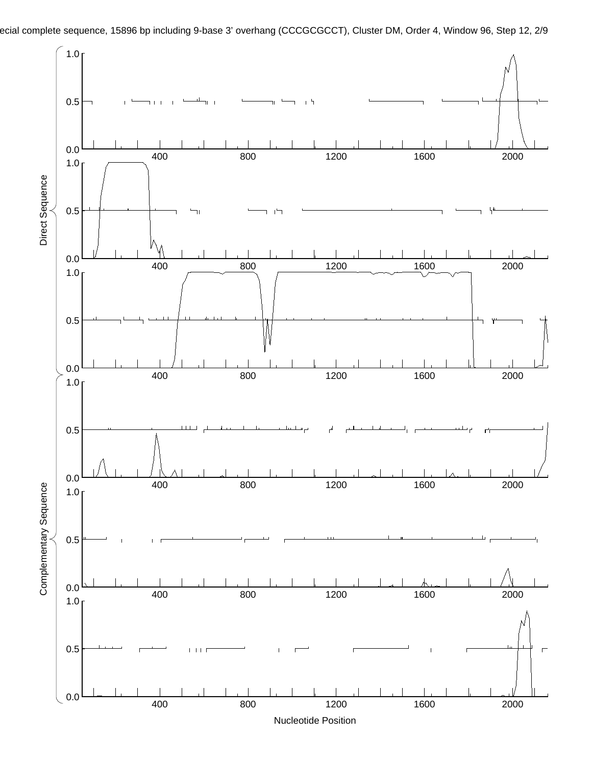ecial complete sequence, 15896 bp including 9-base 3' overhang (CCCGCGCCT), Cluster DM, Order 4, Window 96, Step 12, 2/9

Direct Sequence

1.0
0.5
0.0
400 800 1200 1600 2000

1.0
0.5
0.0
400 800 1200 1600 2000

1.0
0.5
0.0
400 800 1200 1600 2000

Complementary Sequence

1.0
0.5
0.0
400 800 1200 1600 2000

1.0
0.5
0.0
400 800 1200 1600 2000

1.0
0.5
0.0
400 800 1200 1600 2000

Nucleotide Position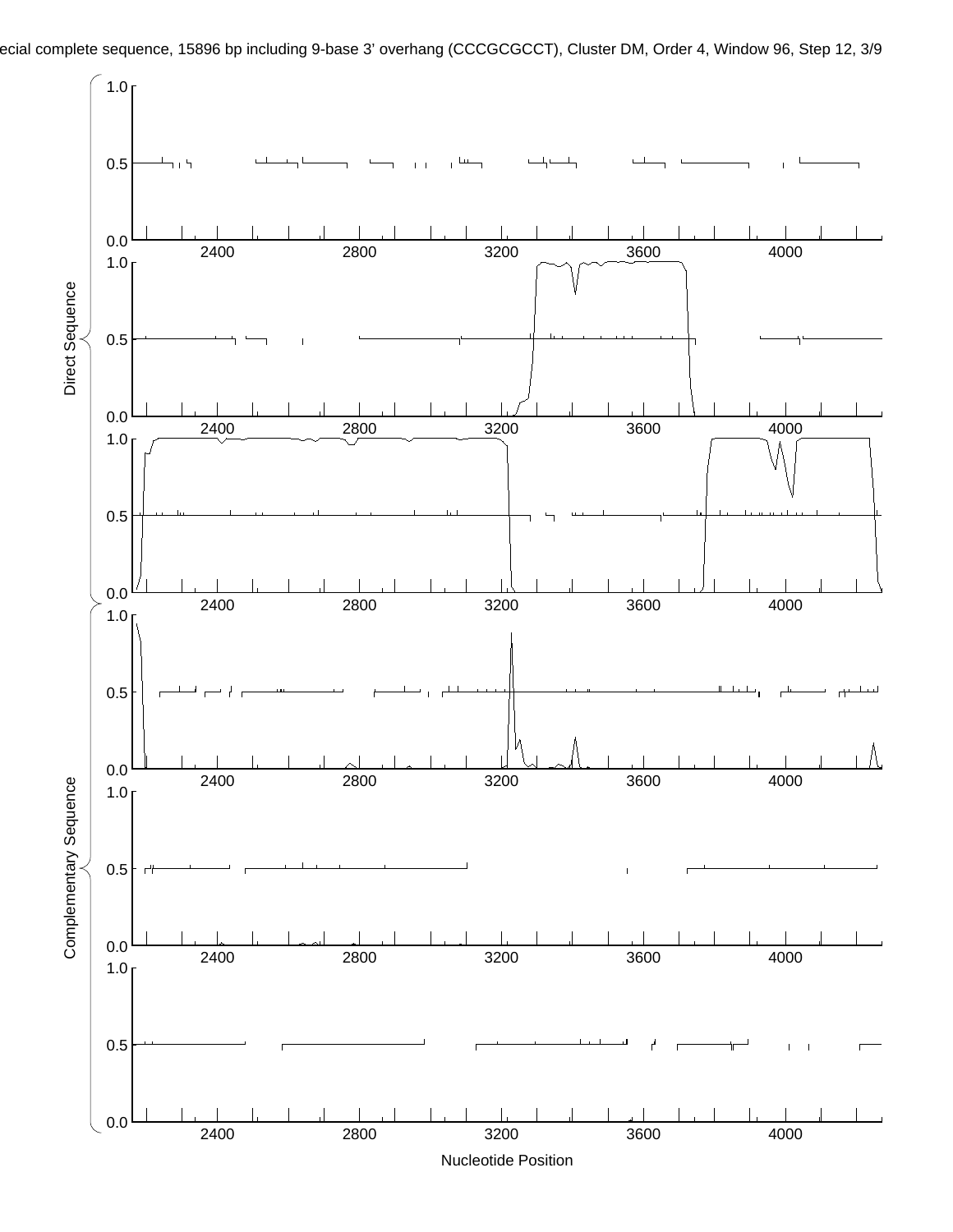ecial complete sequence, 15896 bp including 9-base 3' overhang (CCCGCGCCT), Cluster DM, Order 4, Window 96, Step 12, 3/9

Direct Sequence

Complementary Sequence

Nucleotide Position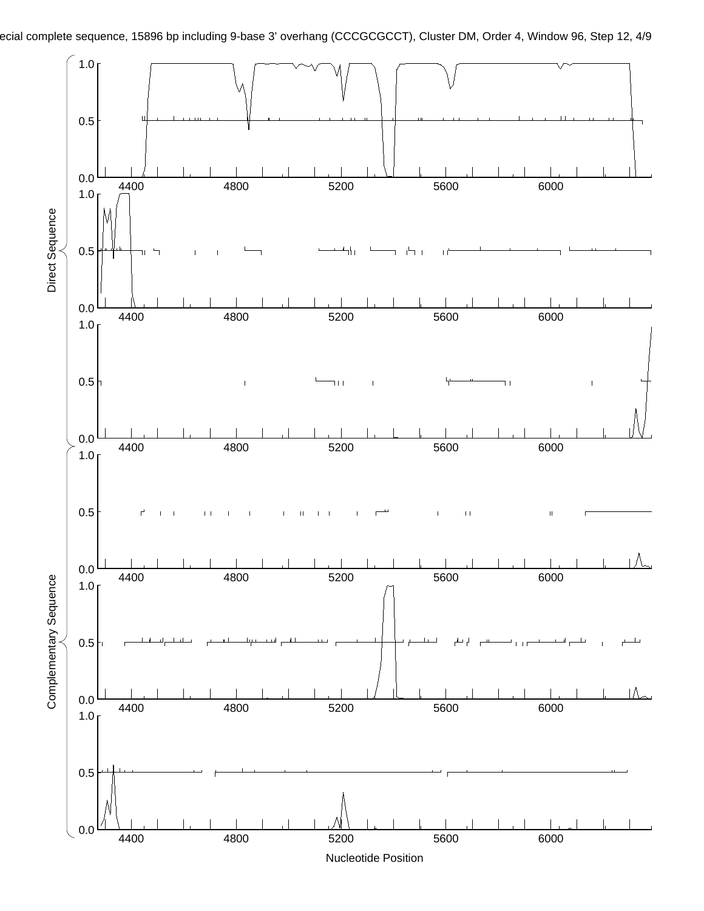ecial complete sequence, 15896 bp including 9-base 3' overhang (CCCGCGCCT), Cluster DM, Order 4, Window 96, Step 12, 4/9

Direct Sequence

Complementary Sequence

Nucleotide Position

4400 4800 5200 5600 6000

0.0 0.5 1.0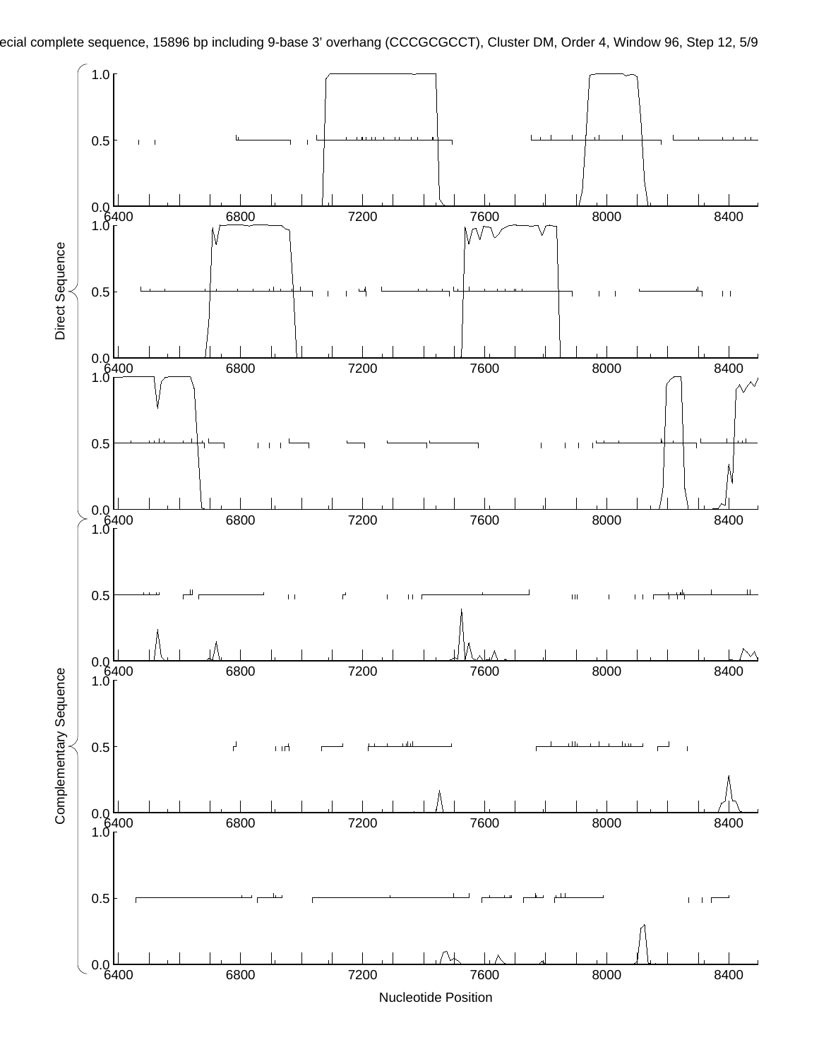ecial complete sequence, 15896 bp including 9-base 3' overhang (CCCGCGCCT), Cluster DM, Order 4, Window 96, Step 12, 5/9

Direct Sequence

Complementary Sequence

Nucleotide Position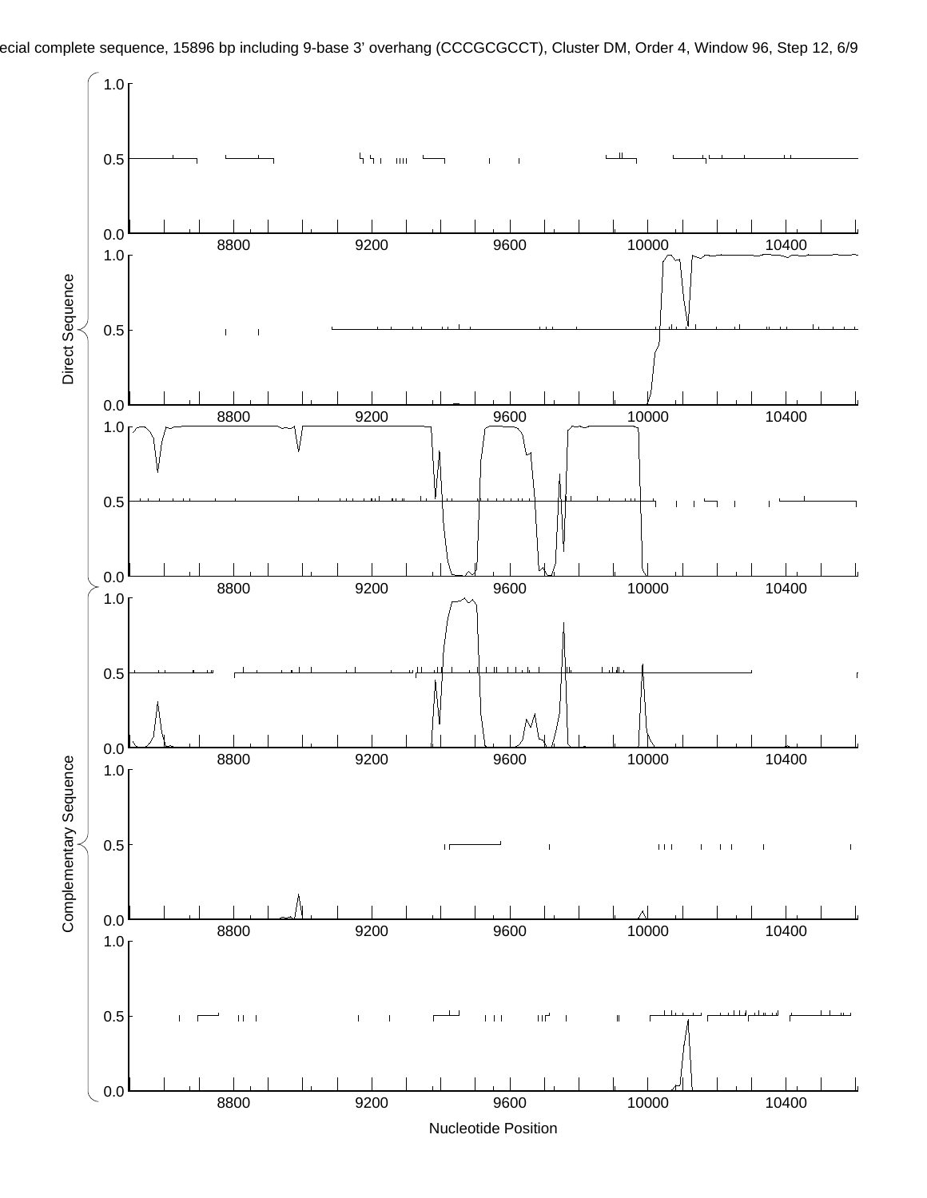ecial complete sequence, 15896 bp including 9-base 3' overhang (CCCGCGCCT), Cluster DM, Order 4, Window 96, Step 12, 6/9

Direct Sequence

Complementary Sequence

Nucleotide Position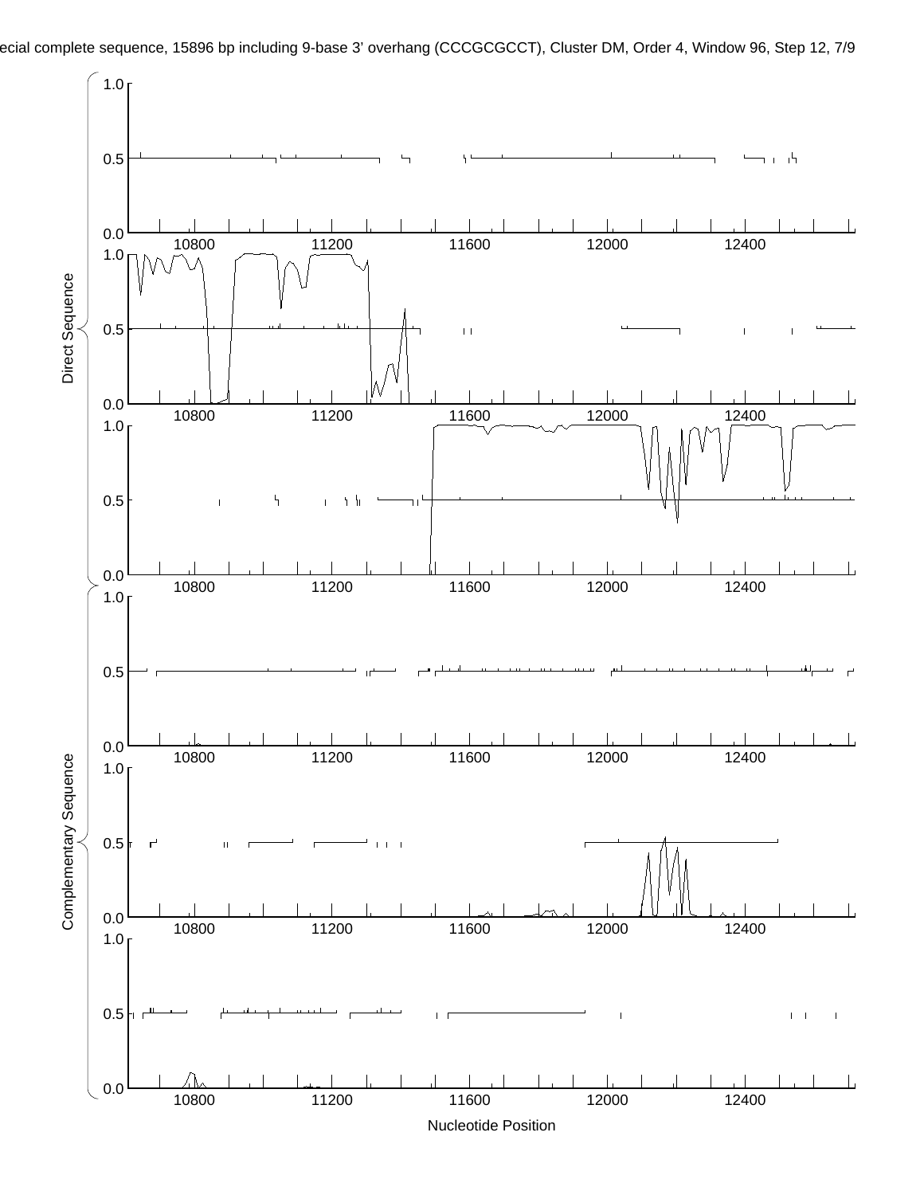ecial complete sequence, 15896 bp including 9-base 3' overhang (CCCGCGCCT), Cluster DM, Order 4, Window 96, Step 12, 7/9

Direct Sequence

1.0
0.5
0.0
10800 11200 11600 12000 12400

1.0
0.5
0.0
10800 11200 11600 12000 12400

1.0
0.5
0.0
10800 11200 11600 12000 12400

Complementary Sequence

1.0
0.5
0.0
10800 11200 11600 12000 12400

1.0
0.5
0.0
10800 11200 11600 12000 12400

1.0
0.5
0.0
10800 11200 11600 12000 12400

Nucleotide Position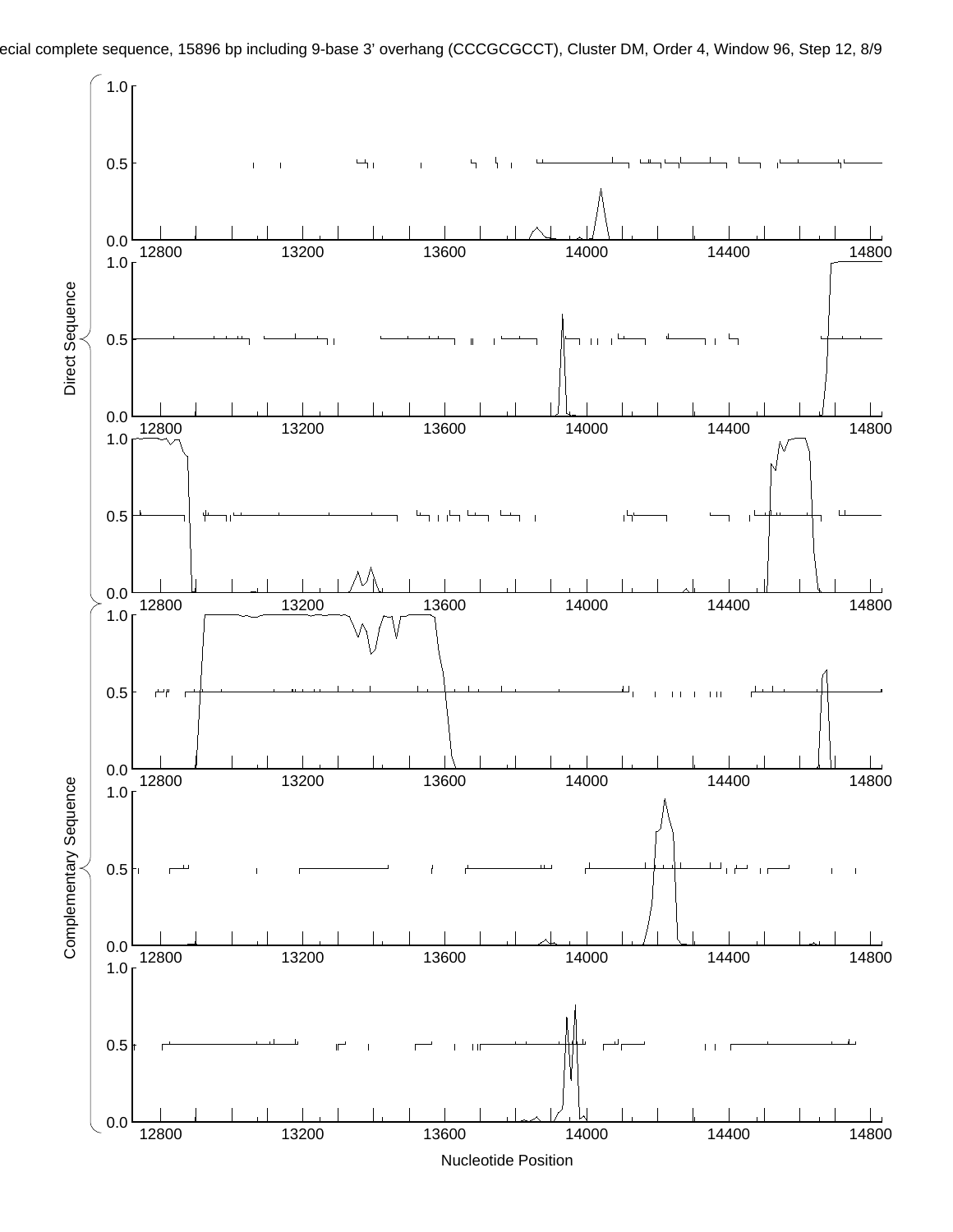ecial complete sequence, 15896 bp including 9-base 3' overhang (CCCGCGCCT), Cluster DM, Order 4, Window 96, Step 12, 8/9

Direct Sequence

Complementary Sequence

Nucleotide Position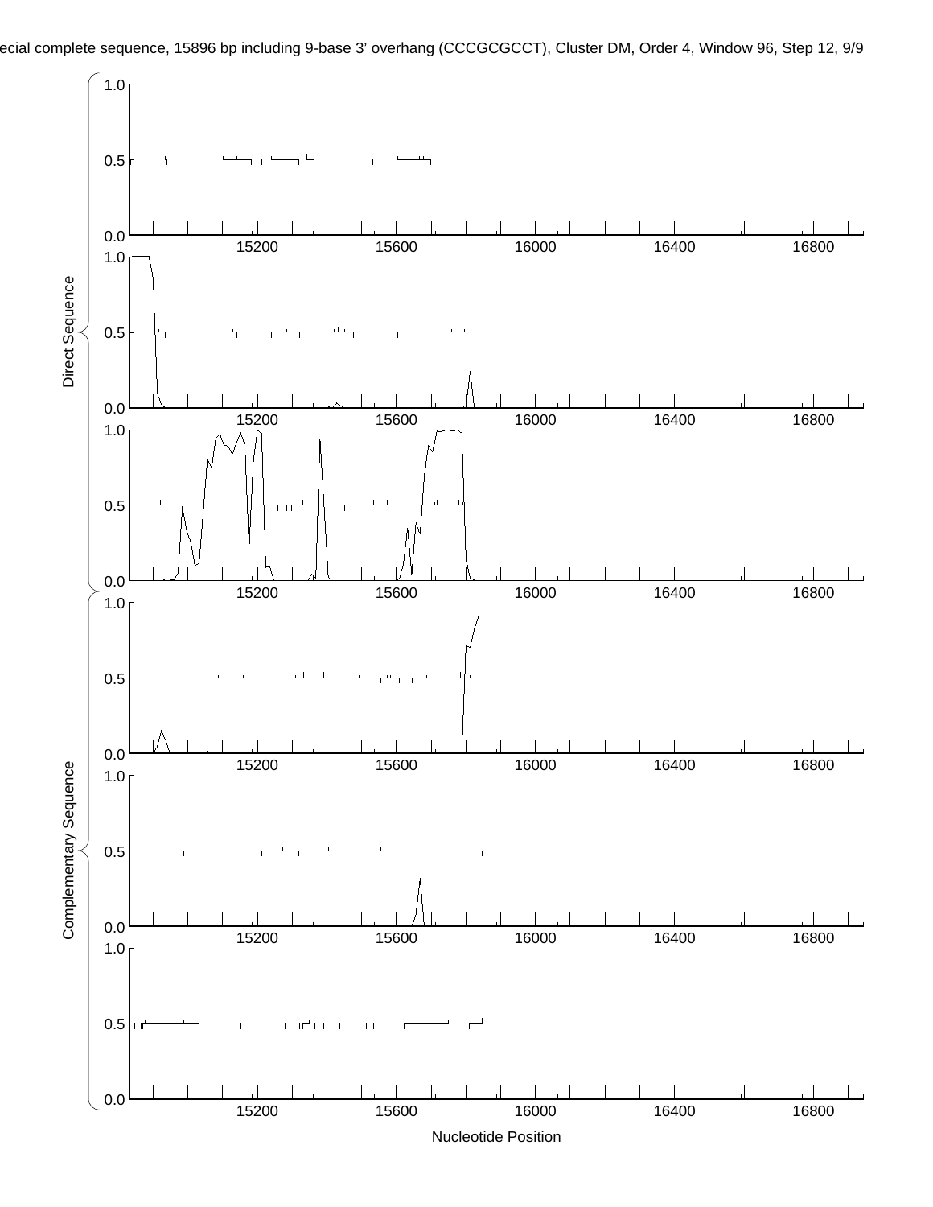ecial complete sequence, 15896 bp including 9-base 3' overhang (CCCGCGCCT), Cluster DM, Order 4, Window 96, Step 12, 9/9

Direct Sequence

Complementary Sequence

1.0
0.5
0.0

15200
15600
16000
16400
16800

Nucleotide Position